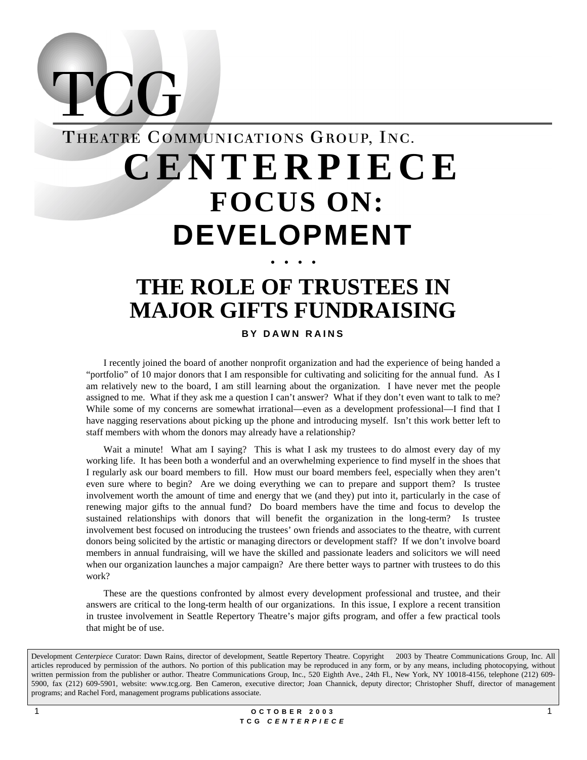TCG

THEATRE COMMUNICATIONS GROUP, INC.

# CENTERPIECE

## FOCUS ON: DEVELOPMENT

. . . .

# THE ROLE OF TRUSTEES IN MAJOR GIFTS FUNDRAISING

**BY DAWN RAINS**

I recently joined the board of another nonprofit organization and had the experience of being handed a "portfolio" of 10 major donors that I am responsible for cultivating and soliciting for the annual fund. As I am relatively new to the board, I am still learning about the organization. I have never met the people assigned to me. What if they ask me a question I can't answer? What if they don't even want to talk to me? While some of my concerns are somewhat irrational—even as a development professional—I find that I have nagging reservations about picking up the phone and introducing myself. Isn't this work better left to staff members with whom the donors may already have a relationship?

Wait a minute! What am I saying? This is what I ask my trustees to do almost every day of my working life. It has been both a wonderful and an overwhelming experience to find myself in the shoes that I regularly ask our board members to fill. How must our board members feel, especially when they aren't even sure where to begin? Are we doing everything we can to prepare and support them? Is trustee involvement worth the amount of time and energy that we (and they) put into it, particularly in the case of renewing major gifts to the annual fund? Do board members have the time and focus to develop the sustained relationships with donors that will benefit the organization in the long-term? Is trustee involvement best focused on introducing the trustees' own friends and associates to the theatre, with current donors being solicited by the artistic or managing directors or development staff? If we don't involve board members in annual fundraising, will we have the skilled and passionate leaders and solicitors we will need when our organization launches a major campaign? Are there better ways to partner with trustees to do this work?

These are the questions confronted by almost every development professional and trustee, and their answers are critical to the long-term health of our organizations. In this issue, I explore a recent transition in trustee involvement in Seattle Repertory Theatre's major gifts program, and offer a few practical tools that might be of use.

Development *Centerpiece* Curator: Dawn Rains, director of development, Seattle Repertory Theatre. Copyright 2003 by Theatre Communications Group, Inc. All articles reproduced by permission of the authors. No portion of this publication may be reproduced in any form, or by any means, including photocopying, without written permission from the publisher or author. Theatre Communications Group, Inc., 520 Eighth Ave., 24th Fl., New York, NY 10018-4156, telephone (212) 609-5900, fax (212) 609-5901, website: www.tcg.org. Ben Cameron, executive director; Joan Channick, deputy director; Christopher Shuff, director of management programs; and Rachel Ford, management programs publications associate.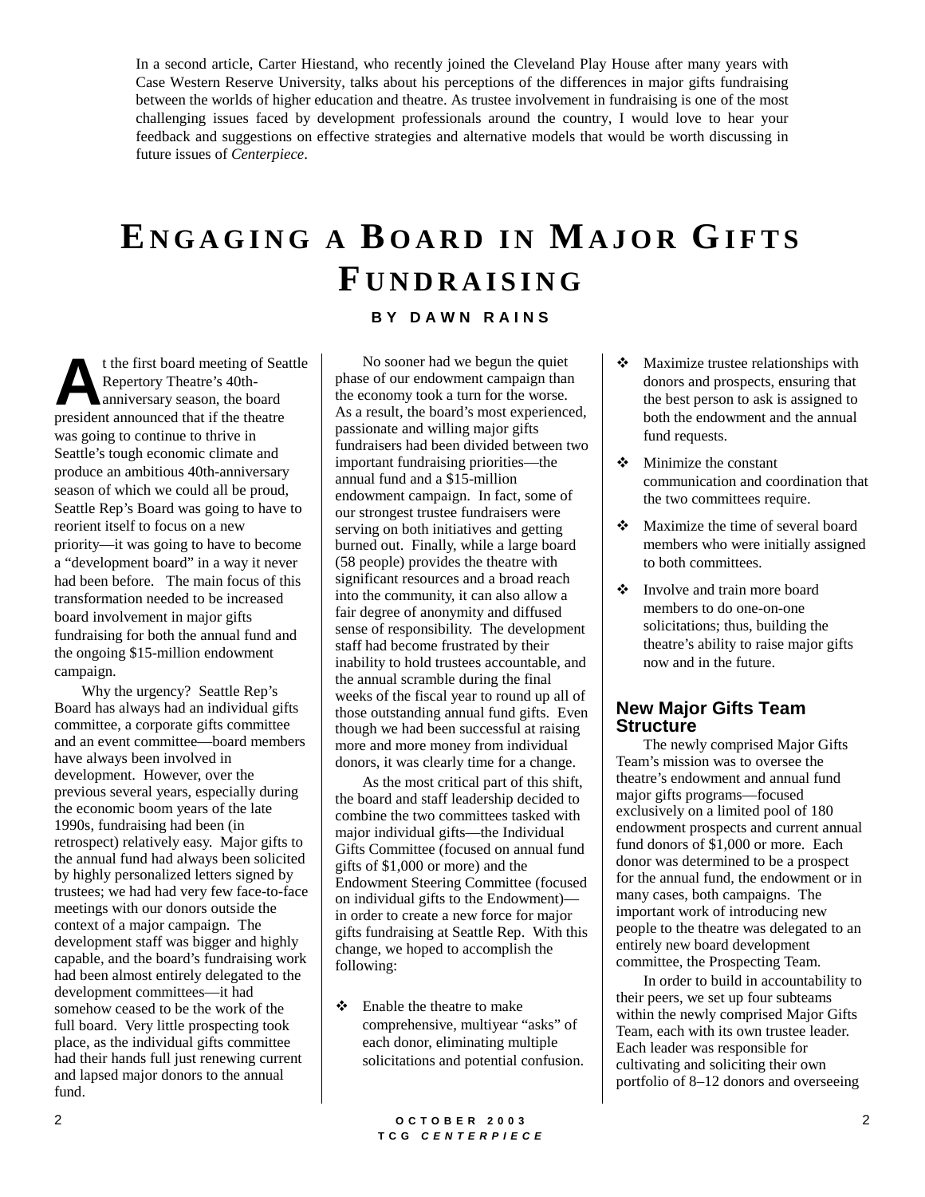In a second article, Carter Hiestand, who recently joined the Cleveland Play House after many years with Case Western Reserve University, talks about his perceptions of the differences in major gifts fundraising between the worlds of higher education and theatre. As trustee involvement in fundraising is one of the most challenging issues faced by development professionals around the country, I would love to hear your feedback and suggestions on effective strategies and alternative models that would be worth discussing in future issues of *Centerpiece*.

# Engaging a Board in Major Gifts Fundraising

**BY DAWN RAINS**

At the first board meeting of Seattle Repertory Theatre's 40th-anniversary season, the board president announced that if the theatre was going to continue to thrive in Seattle's tough economic climate and produce an ambitious 40th-anniversary season of which we could all be proud, Seattle Rep's Board was going to have to reorient itself to focus on a new priority—it was going to have to become a "development board" in a way it never had been before. The main focus of this transformation needed to be increased board involvement in major gifts fundraising for both the annual fund and the ongoing $15-million endowment campaign.

Why the urgency? Seattle Rep's Board has always had an individual gifts committee, a corporate gifts committee and an event committee—board members have always been involved in development. However, over the previous several years, especially during the economic boom years of the late 1990s, fundraising had been (in retrospect) relatively easy. Major gifts to the annual fund had always been solicited by highly personalized letters signed by trustees; we had had very few face-to-face meetings with our donors outside the context of a major campaign. The development staff was bigger and highly capable, and the board's fundraising work had been almost entirely delegated to the development committees—it had somehow ceased to be the work of the full board. Very little prospecting took place, as the individual gifts committee had their hands full just renewing current and lapsed major donors to the annual fund.

No sooner had we begun the quiet phase of our endowment campaign than the economy took a turn for the worse. As a result, the board's most experienced, passionate and willing major gifts fundraisers had been divided between two important fundraising priorities—the annual fund and a $15-million endowment campaign. In fact, some of our strongest trustee fundraisers were serving on both initiatives and getting burned out. Finally, while a large board (58 people) provides the theatre with significant resources and a broad reach into the community, it can also allow a fair degree of anonymity and diffused sense of responsibility. The development staff had become frustrated by their inability to hold trustees accountable, and the annual scramble during the final weeks of the fiscal year to round up all of those outstanding annual fund gifts. Even though we had been successful at raising more and more money from individual donors, it was clearly time for a change.

As the most critical part of this shift, the board and staff leadership decided to combine the two committees tasked with major individual gifts—the Individual Gifts Committee (focused on annual fund gifts of $1,000 or more) and the Endowment Steering Committee (focused on individual gifts to the Endowment)—in order to create a new force for major gifts fundraising at Seattle Rep. With this change, we hoped to accomplish the following:

- Enable the theatre to make comprehensive, multiyear "asks" of each donor, eliminating multiple solicitations and potential confusion.
- Maximize trustee relationships with donors and prospects, ensuring that the best person to ask is assigned to both the endowment and the annual fund requests.
- Minimize the constant communication and coordination that the two committees require.
- Maximize the time of several board members who were initially assigned to both committees.
- Involve and train more board members to do one-on-one solicitations; thus, building the theatre's ability to raise major gifts now and in the future.

## New Major Gifts Team Structure

The newly comprised Major Gifts Team's mission was to oversee the theatre's endowment and annual fund major gifts programs—focused exclusively on a limited pool of 180 endowment prospects and current annual fund donors of $1,000 or more. Each donor was determined to be a prospect for the annual fund, the endowment or in many cases, both campaigns. The important work of introducing new people to the theatre was delegated to an entirely new board development committee, the Prospecting Team.

In order to build in accountability to their peers, we set up four subteams within the newly comprised Major Gifts Team, each with its own trustee leader. Each leader was responsible for cultivating and soliciting their own portfolio of 8–12 donors and overseeing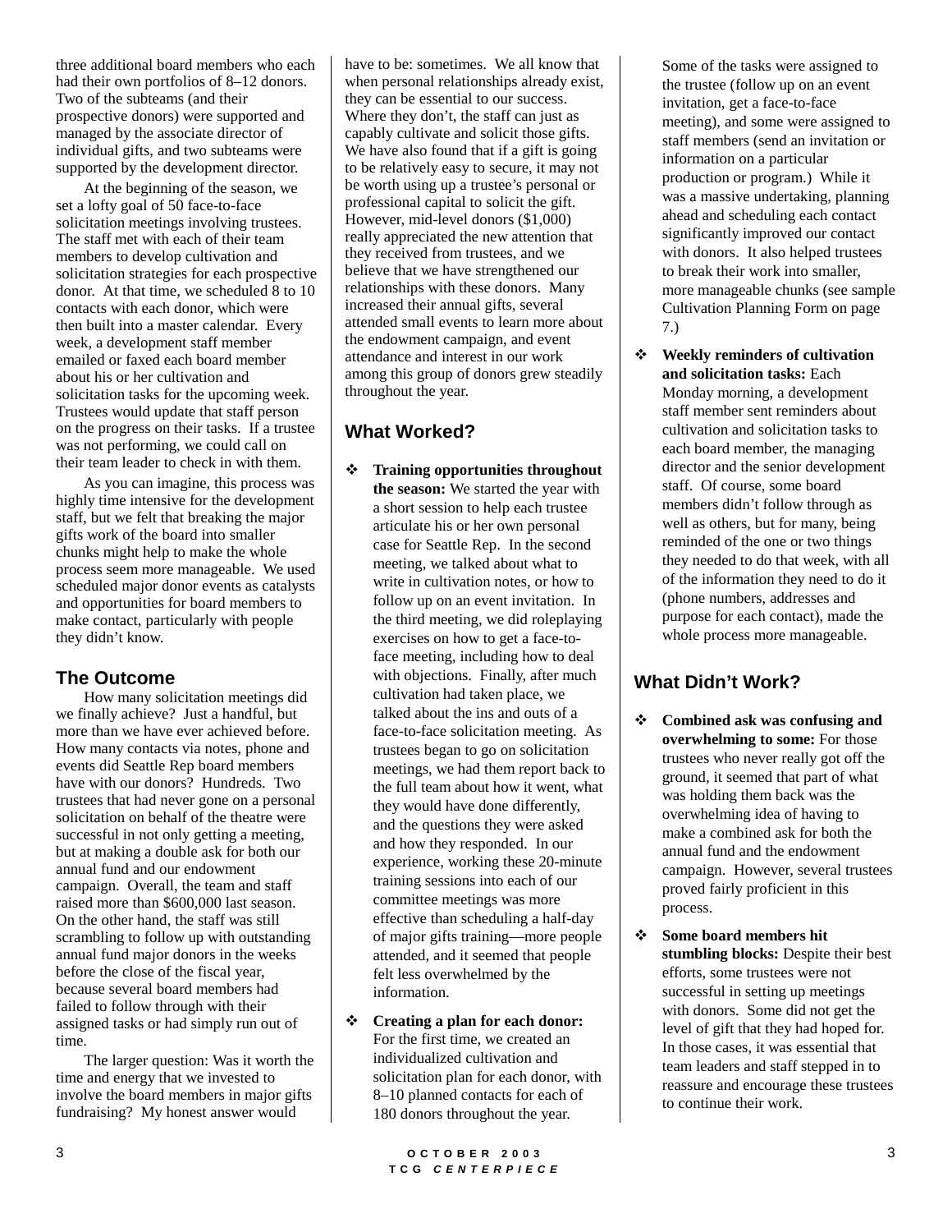three additional board members who each had their own portfolios of 8–12 donors. Two of the subteams (and their prospective donors) were supported and managed by the associate director of individual gifts, and two subteams were supported by the development director.

At the beginning of the season, we set a lofty goal of 50 face-to-face solicitation meetings involving trustees. The staff met with each of their team members to develop cultivation and solicitation strategies for each prospective donor. At that time, we scheduled 8 to 10 contacts with each donor, which were then built into a master calendar. Every week, a development staff member emailed or faxed each board member about his or her cultivation and solicitation tasks for the upcoming week. Trustees would update that staff person on the progress on their tasks. If a trustee was not performing, we could call on their team leader to check in with them.

As you can imagine, this process was highly time intensive for the development staff, but we felt that breaking the major gifts work of the board into smaller chunks might help to make the whole process seem more manageable. We used scheduled major donor events as catalysts and opportunities for board members to make contact, particularly with people they didn't know.

## The Outcome

How many solicitation meetings did we finally achieve? Just a handful, but more than we have ever achieved before. How many contacts via notes, phone and events did Seattle Rep board members have with our donors? Hundreds. Two trustees that had never gone on a personal solicitation on behalf of the theatre were successful in not only getting a meeting, but at making a double ask for both our annual fund and our endowment campaign. Overall, the team and staff raised more than $600,000 last season. On the other hand, the staff was still scrambling to follow up with outstanding annual fund major donors in the weeks before the close of the fiscal year, because several board members had failed to follow through with their assigned tasks or had simply run out of time.

The larger question: Was it worth the time and energy that we invested to involve the board members in major gifts fundraising? My honest answer would have to be: sometimes. We all know that when personal relationships already exist, they can be essential to our success. Where they don't, the staff can just as capably cultivate and solicit those gifts. We have also found that if a gift is going to be relatively easy to secure, it may not be worth using up a trustee's personal or professional capital to solicit the gift. However, mid-level donors ($1,000) really appreciated the new attention that they received from trustees, and we believe that we have strengthened our relationships with these donors. Many increased their annual gifts, several attended small events to learn more about the endowment campaign, and event attendance and interest in our work among this group of donors grew steadily throughout the year.

## What Worked?

- **Training opportunities throughout the season:** We started the year with a short session to help each trustee articulate his or her own personal case for Seattle Rep. In the second meeting, we talked about what to write in cultivation notes, or how to follow up on an event invitation. In the third meeting, we did roleplaying exercises on how to get a face-to-face meeting, including how to deal with objections. Finally, after much cultivation had taken place, we talked about the ins and outs of a face-to-face solicitation meeting. As trustees began to go on solicitation meetings, we had them report back to the full team about how it went, what they would have done differently, and the questions they were asked and how they responded. In our experience, working these 20-minute training sessions into each of our committee meetings was more effective than scheduling a half-day of major gifts training—more people attended, and it seemed that people felt less overwhelmed by the information.
- **Creating a plan for each donor:** For the first time, we created an individualized cultivation and solicitation plan for each donor, with 8–10 planned contacts for each of 180 donors throughout the year. Some of the tasks were assigned to the trustee (follow up on an event invitation, get a face-to-face meeting), and some were assigned to staff members (send an invitation or information on a particular production or program.) While it was a massive undertaking, planning ahead and scheduling each contact significantly improved our contact with donors. It also helped trustees to break their work into smaller, more manageable chunks (see sample Cultivation Planning Form on page 7.)
- **Weekly reminders of cultivation and solicitation tasks:** Each Monday morning, a development staff member sent reminders about cultivation and solicitation tasks to each board member, the managing director and the senior development staff. Of course, some board members didn't follow through as well as others, but for many, being reminded of the one or two things they needed to do that week, with all of the information they need to do it (phone numbers, addresses and purpose for each contact), made the whole process more manageable.

## What Didn't Work?

- **Combined ask was confusing and overwhelming to some:** For those trustees who never really got off the ground, it seemed that part of what was holding them back was the overwhelming idea of having to make a combined ask for both the annual fund and the endowment campaign. However, several trustees proved fairly proficient in this process.
- **Some board members hit stumbling blocks:** Despite their best efforts, some trustees were not successful in setting up meetings with donors. Some did not get the level of gift that they had hoped for. In those cases, it was essential that team leaders and staff stepped in to reassure and encourage these trustees to continue their work.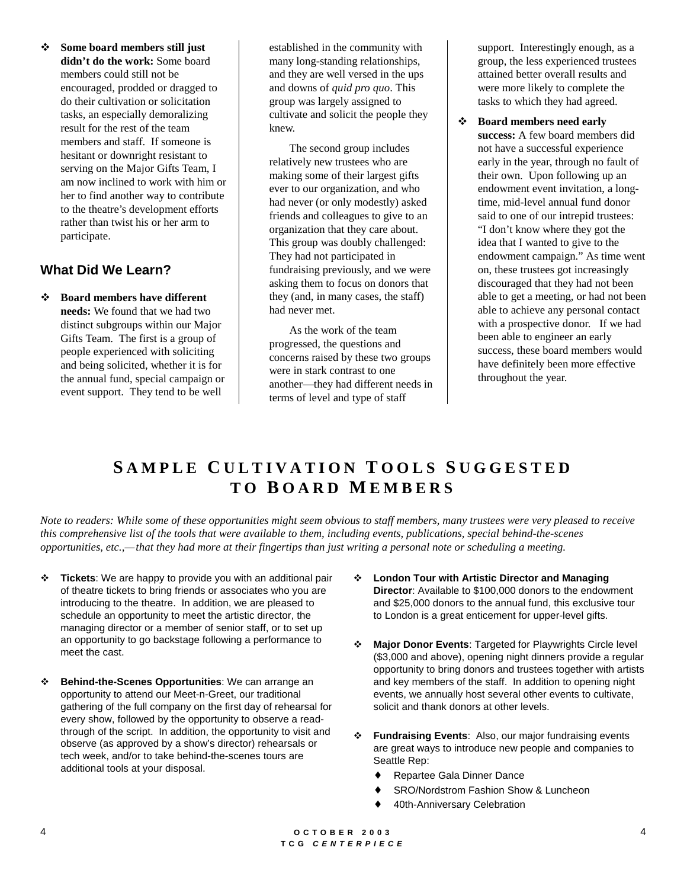- **Some board members still just didn't do the work:** Some board members could still not be encouraged, prodded or dragged to do their cultivation or solicitation tasks, an especially demoralizing result for the rest of the team members and staff. If someone is hesitant or downright resistant to serving on the Major Gifts Team, I am now inclined to work with him or her to find another way to contribute to the theatre's development efforts rather than twist his or her arm to participate.

## What Did We Learn?

- **Board members have different needs:** We found that we had two distinct subgroups within our Major Gifts Team. The first is a group of people experienced with soliciting and being solicited, whether it is for the annual fund, special campaign or event support. They tend to be well established in the community with many long-standing relationships, and they are well versed in the ups and downs of *quid pro quo*. This group was largely assigned to cultivate and solicit the people they knew.

  The second group includes relatively new trustees who are making some of their largest gifts ever to our organization, and who had never (or only modestly) asked friends and colleagues to give to an organization that they care about. This group was doubly challenged: They had not participated in fundraising previously, and we were asking them to focus on donors that they (and, in many cases, the staff) had never met.

  As the work of the team progressed, the questions and concerns raised by these two groups were in stark contrast to one another—they had different needs in terms of level and type of staff support. Interestingly enough, as a group, the less experienced trustees attained better overall results and were more likely to complete the tasks to which they had agreed.

- **Board members need early success:** A few board members did not have a successful experience early in the year, through no fault of their own. Upon following up an endowment event invitation, a long-time, mid-level annual fund donor said to one of our intrepid trustees: "I don't know where they got the idea that I wanted to give to the endowment campaign." As time went on, these trustees got increasingly discouraged that they had not been able to get a meeting, or had not been able to achieve any personal contact with a prospective donor. If we had been able to engineer an early success, these board members would have definitely been more effective throughout the year.

# Sample Cultivation Tools Suggested to Board Members

*Note to readers: While some of these opportunities might seem obvious to staff members, many trustees were very pleased to receive this comprehensive list of the tools that were available to them, including events, publications, special behind-the-scenes opportunities, etc.,—that they had more at their fingertips than just writing a personal note or scheduling a meeting.*

- **Tickets**: We are happy to provide you with an additional pair of theatre tickets to bring friends or associates who you are introducing to the theatre. In addition, we are pleased to schedule an opportunity to meet the artistic director, the managing director or a member of senior staff, or to set up an opportunity to go backstage following a performance to meet the cast.

- **Behind-the-Scenes Opportunities**: We can arrange an opportunity to attend our Meet-n-Greet, our traditional gathering of the full company on the first day of rehearsal for every show, followed by the opportunity to observe a read-through of the script. In addition, the opportunity to visit and observe (as approved by a show's director) rehearsals or tech week, and/or to take behind-the-scenes tours are additional tools at your disposal.

- **London Tour with Artistic Director and Managing Director**: Available to $100,000 donors to the endowment and $25,000 donors to the annual fund, this exclusive tour to London is a great enticement for upper-level gifts.

- **Major Donor Events**: Targeted for Playwrights Circle level ($3,000 and above), opening night dinners provide a regular opportunity to bring donors and trustees together with artists and key members of the staff. In addition to opening night events, we annually host several other events to cultivate, solicit and thank donors at other levels.

- **Fundraising Events**: Also, our major fundraising events are great ways to introduce new people and companies to Seattle Rep:
  - Repartee Gala Dinner Dance
  - SRO/Nordstrom Fashion Show & Luncheon
  - 40th-Anniversary Celebration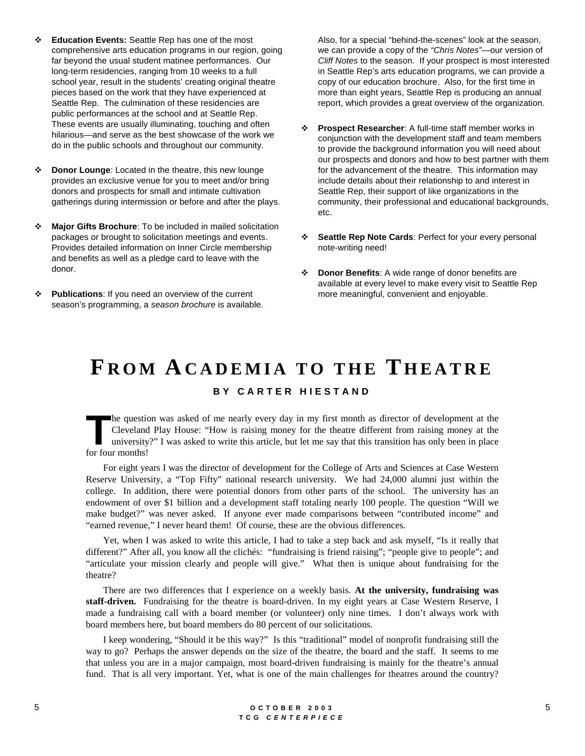- **Education Events:** Seattle Rep has one of the most comprehensive arts education programs in our region, going far beyond the usual student matinee performances. Our long-term residencies, ranging from 10 weeks to a full school year, result in the students' creating original theatre pieces based on the work that they have experienced at Seattle Rep. The culmination of these residencies are public performances at the school and at Seattle Rep. These events are usually illuminating, touching and often hilarious—and serve as the best showcase of the work we do in the public schools and throughout our community.

- **Donor Lounge**: Located in the theatre, this new lounge provides an exclusive venue for you to meet and/or bring donors and prospects for small and intimate cultivation gatherings during intermission or before and after the plays.

- **Major Gifts Brochure**: To be included in mailed solicitation packages or brought to solicitation meetings and events. Provides detailed information on Inner Circle membership and benefits as well as a pledge card to leave with the donor.

- **Publications**: If you need an overview of the current season's programming, a *season brochure* is available. Also, for a special "behind-the-scenes" look at the season, we can provide a copy of the *"Chris Notes"*—our version of *Cliff Notes* to the season. If your prospect is most interested in Seattle Rep's arts education programs, we can provide a copy of our education brochure. Also, for the first time in more than eight years, Seattle Rep is producing an annual report, which provides a great overview of the organization.

- **Prospect Researcher**: A full-time staff member works in conjunction with the development staff and team members to provide the background information you will need about our prospects and donors and how to best partner with them for the advancement of the theatre. This information may include details about their relationship to and interest in Seattle Rep, their support of like organizations in the community, their professional and educational backgrounds, etc.

- **Seattle Rep Note Cards**: Perfect for your every personal note-writing need!

- **Donor Benefits**: A wide range of donor benefits are available at every level to make every visit to Seattle Rep more meaningful, convenient and enjoyable.

# FROM ACADEMIA TO THE THEATRE

### BY CARTER HIESTAND

The question was asked of me nearly every day in my first month as director of development at the Cleveland Play House: "How is raising money for the theatre different from raising money at the university?" I was asked to write this article, but let me say that this transition has only been in place for four months!

For eight years I was the director of development for the College of Arts and Sciences at Case Western Reserve University, a "Top Fifty" national research university. We had 24,000 alumni just within the college. In addition, there were potential donors from other parts of the school. The university has an endowment of over $1 billion and a development staff totaling nearly 100 people. The question "Will we make budget?" was never asked. If anyone ever made comparisons between "contributed income" and "earned revenue," I never heard them! Of course, these are the obvious differences.

Yet, when I was asked to write this article, I had to take a step back and ask myself, "Is it really that different?" After all, you know all the clichés: "fundraising is friend raising"; "people give to people"; and "articulate your mission clearly and people will give." What then is unique about fundraising for the theatre?

There are two differences that I experience on a weekly basis. **At the university, fundraising was staff-driven.** Fundraising for the theatre is board-driven. In my eight years at Case Western Reserve, I made a fundraising call with a board member (or volunteer) only nine times. I don't always work with board members here, but board members do 80 percent of our solicitations.

I keep wondering, "Should it be this way?" Is this "traditional" model of nonprofit fundraising still the way to go? Perhaps the answer depends on the size of the theatre, the board and the staff. It seems to me that unless you are in a major campaign, most board-driven fundraising is mainly for the theatre's annual fund. That is all very important. Yet, what is one of the main challenges for theatres around the country?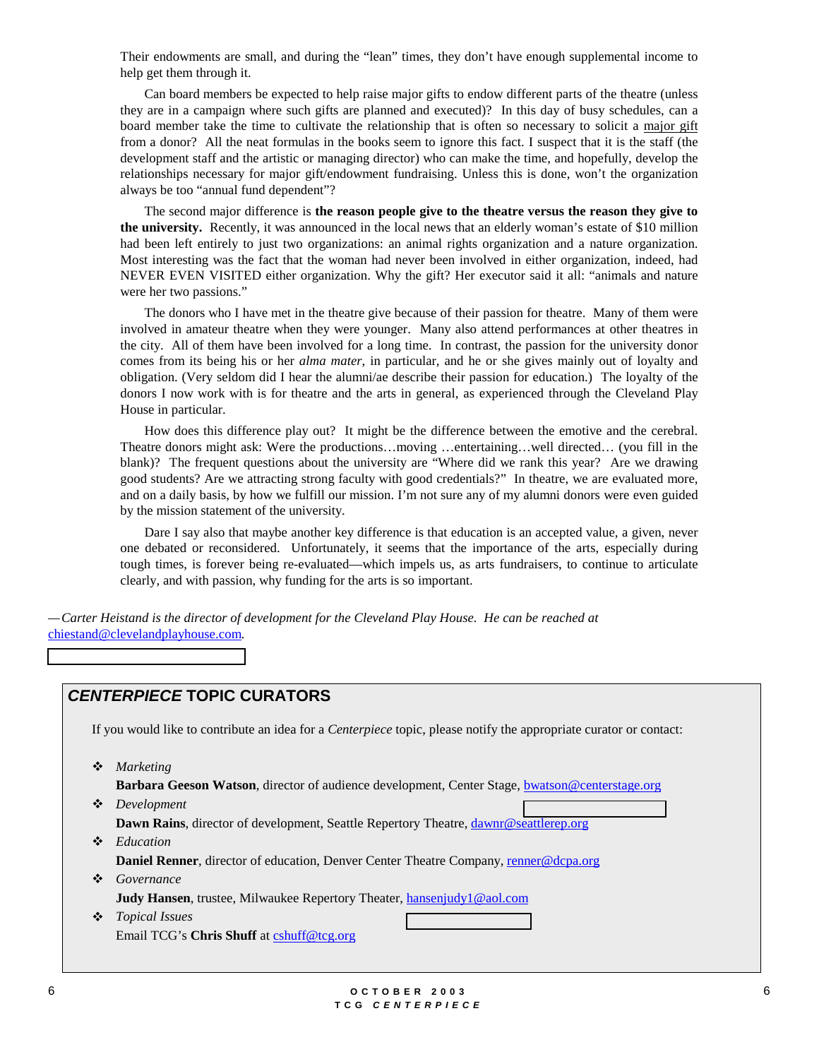Their endowments are small, and during the "lean" times, they don't have enough supplemental income to help get them through it.

Can board members be expected to help raise major gifts to endow different parts of the theatre (unless they are in a campaign where such gifts are planned and executed)? In this day of busy schedules, can a board member take the time to cultivate the relationship that is often so necessary to solicit a major gift from a donor? All the neat formulas in the books seem to ignore this fact. I suspect that it is the staff (the development staff and the artistic or managing director) who can make the time, and hopefully, develop the relationships necessary for major gift/endowment fundraising. Unless this is done, won't the organization always be too "annual fund dependent"?

The second major difference is **the reason people give to the theatre versus the reason they give to the university.** Recently, it was announced in the local news that an elderly woman's estate of $10 million had been left entirely to just two organizations: an animal rights organization and a nature organization. Most interesting was the fact that the woman had never been involved in either organization, indeed, had NEVER EVEN VISITED either organization. Why the gift? Her executor said it all: "animals and nature were her two passions."

The donors who I have met in the theatre give because of their passion for theatre. Many of them were involved in amateur theatre when they were younger. Many also attend performances at other theatres in the city. All of them have been involved for a long time. In contrast, the passion for the university donor comes from its being his or her *alma mater*, in particular, and he or she gives mainly out of loyalty and obligation. (Very seldom did I hear the alumni/ae describe their passion for education.) The loyalty of the donors I now work with is for theatre and the arts in general, as experienced through the Cleveland Play House in particular.

How does this difference play out? It might be the difference between the emotive and the cerebral. Theatre donors might ask: Were the productions…moving …entertaining…well directed… (you fill in the blank)? The frequent questions about the university are "Where did we rank this year? Are we drawing good students? Are we attracting strong faculty with good credentials?" In theatre, we are evaluated more, and on a daily basis, by how we fulfill our mission. I'm not sure any of my alumni donors were even guided by the mission statement of the university.

Dare I say also that maybe another key difference is that education is an accepted value, a given, never one debated or reconsidered. Unfortunately, it seems that the importance of the arts, especially during tough times, is forever being re-evaluated—which impels us, as arts fundraisers, to continue to articulate clearly, and with passion, why funding for the arts is so important.

—*Carter Heistand is the director of development for the Cleveland Play House. He can be reached at* chiestand@clevelandplayhouse.com.

## *CENTERPIECE* TOPIC CURATORS

If you would like to contribute an idea for a *Centerpiece* topic, please notify the appropriate curator or contact:

- *Marketing*
  **Barbara Geeson Watson**, director of audience development, Center Stage, bwatson@centerstage.org
- *Development*
  **Dawn Rains**, director of development, Seattle Repertory Theatre, dawnr@seattlerep.org
- *Education*
  **Daniel Renner**, director of education, Denver Center Theatre Company, renner@dcpa.org
- *Governance*
  **Judy Hansen**, trustee, Milwaukee Repertory Theater, hansenjudy1@aol.com
- *Topical Issues*
  Email TCG's **Chris Shuff** at cshuff@tcg.org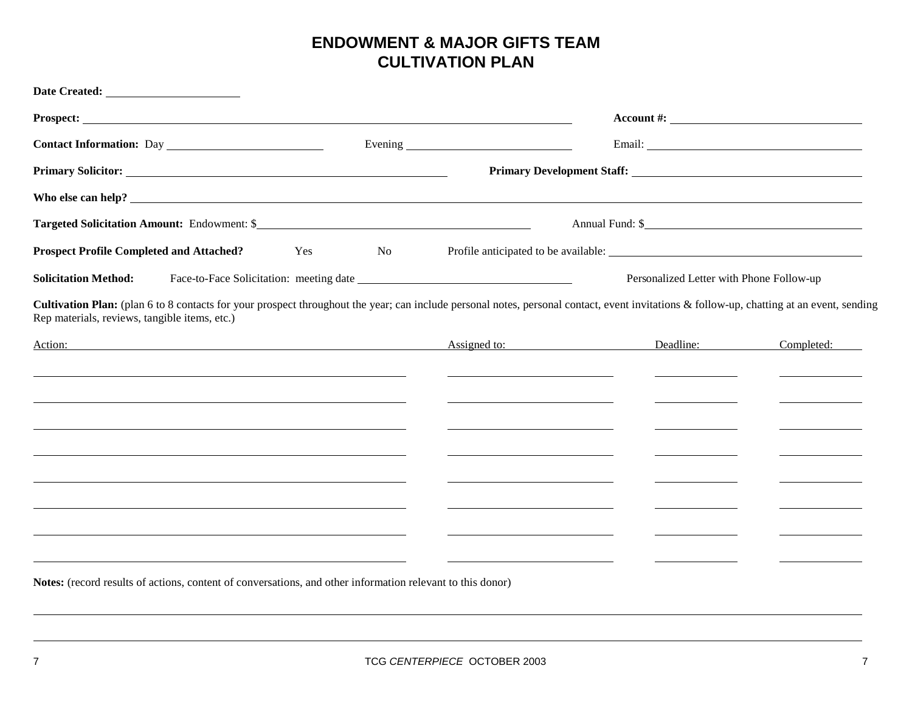# ENDOWMENT & MAJOR GIFTS TEAM
# CULTIVATION PLAN

**Date Created:** ______________________

**Prospect:** ____________________________________________ **Account #:** ______________________

**Contact Information:** Day ______________________ Evening ______________________ Email: ______________________

**Primary Solicitor:** ______________________________ **Primary Development Staff:** ______________________________

**Who else can help?** ____________________________________________________________

**Targeted Solicitation Amount:** Endowment: $______________________ Annual Fund: $______________________

**Prospect Profile Completed and Attached?** Yes No Profile anticipated to be available: ______________________

**Solicitation Method:** Face-to-Face Solicitation: meeting date ______________________ Personalized Letter with Phone Follow-up

**Cultivation Plan:** (plan 6 to 8 contacts for your prospect throughout the year; can include personal notes, personal contact, event invitations & follow-up, chatting at an event, sending Rep materials, reviews, tangible items, etc.)

| Action: | Assigned to: | Deadline: | Completed: |
|---|---|---|---|
| | | | |
| | | | |
| | | | |
| | | | |
| | | | |
| | | | |
| | | | |
| | | | |

**Notes:** (record results of actions, content of conversations, and other information relevant to this donor)

____________________________________________________________

____________________________________________________________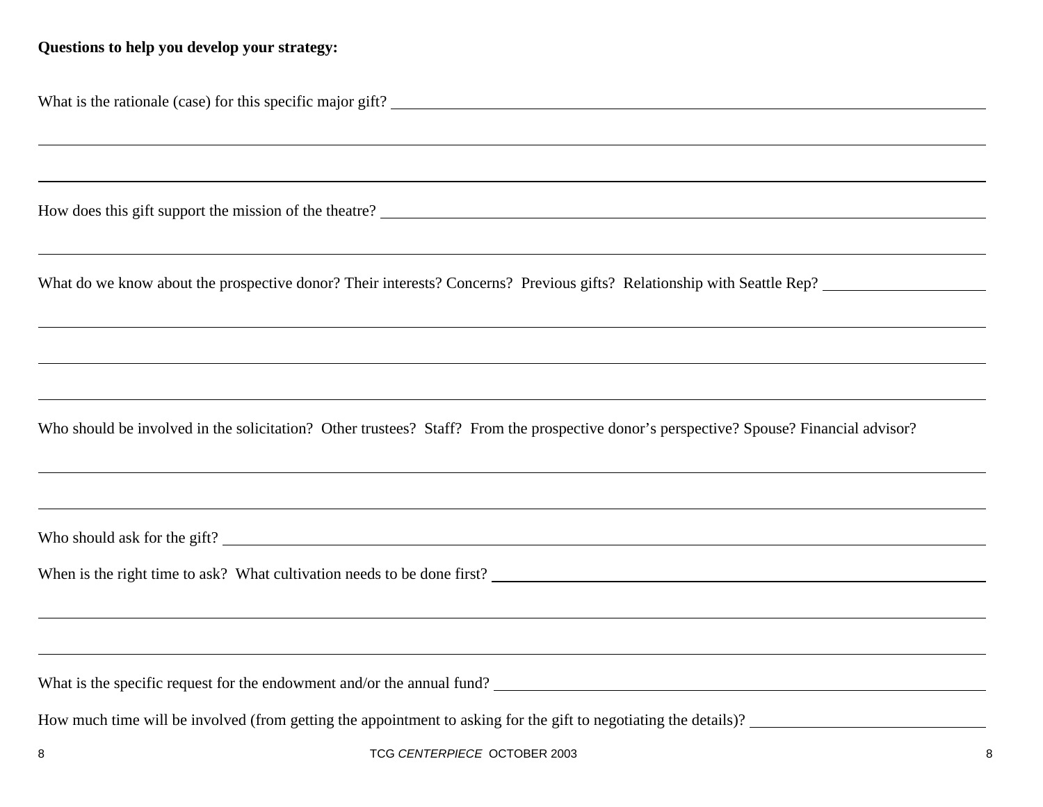**Questions to help you develop your strategy:**

What is the rationale (case) for this specific major gift?

How does this gift support the mission of the theatre?

What do we know about the prospective donor? Their interests? Concerns? Previous gifts? Relationship with Seattle Rep?

Who should be involved in the solicitation? Other trustees? Staff? From the prospective donor's perspective? Spouse? Financial advisor?

Who should ask for the gift?

When is the right time to ask? What cultivation needs to be done first?

What is the specific request for the endowment and/or the annual fund?

How much time will be involved (from getting the appointment to asking for the gift to negotiating the details)?